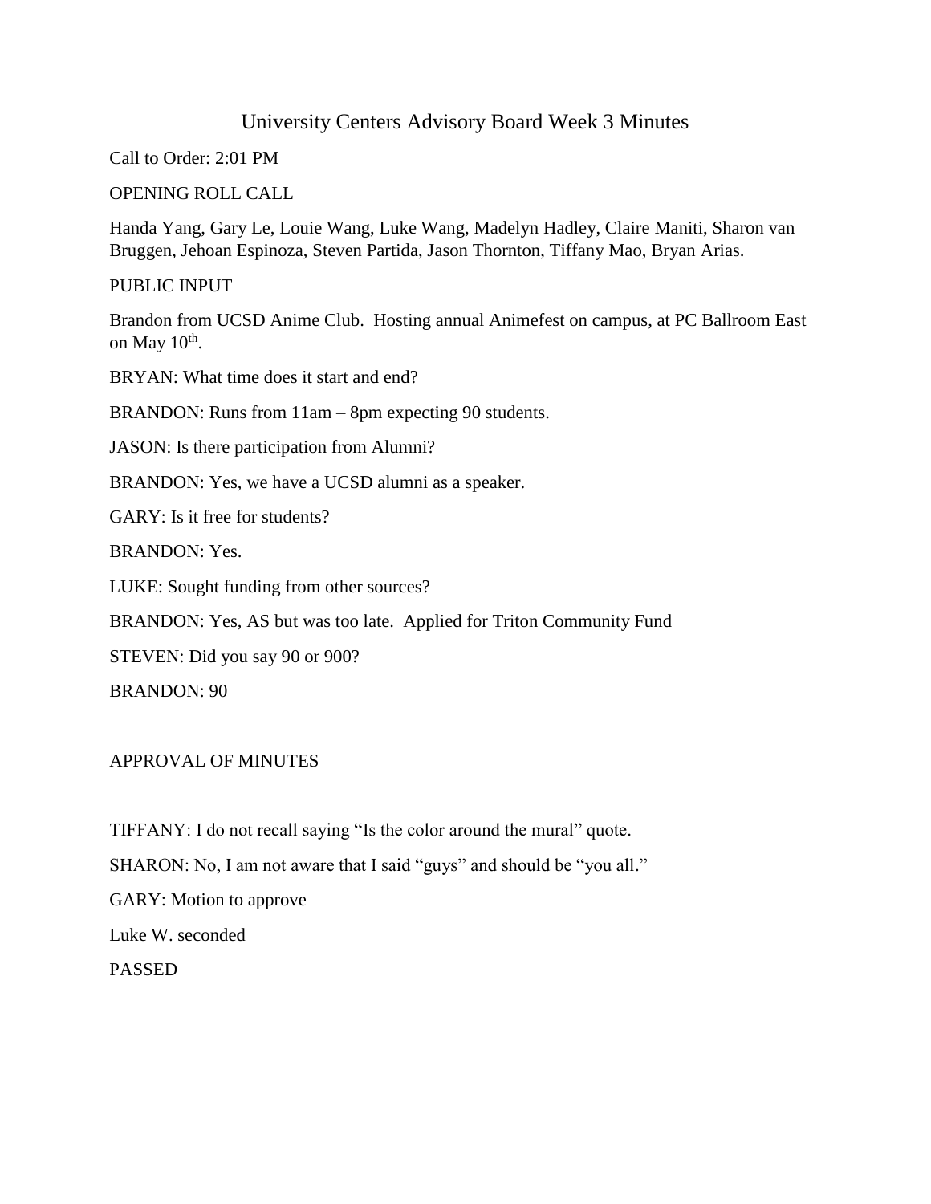# University Centers Advisory Board Week 3 Minutes

Call to Order: 2:01 PM

OPENING ROLL CALL

Handa Yang, Gary Le, Louie Wang, Luke Wang, Madelyn Hadley, Claire Maniti, Sharon van Bruggen, Jehoan Espinoza, Steven Partida, Jason Thornton, Tiffany Mao, Bryan Arias.

PUBLIC INPUT

Brandon from UCSD Anime Club. Hosting annual Animefest on campus, at PC Ballroom East on May 10th.

BRYAN: What time does it start and end?

BRANDON: Runs from 11am – 8pm expecting 90 students.

JASON: Is there participation from Alumni?

BRANDON: Yes, we have a UCSD alumni as a speaker.

GARY: Is it free for students?

BRANDON: Yes.

LUKE: Sought funding from other sources?

BRANDON: Yes, AS but was too late. Applied for Triton Community Fund

STEVEN: Did you say 90 or 900?

BRANDON: 90

APPROVAL OF MINUTES

TIFFANY: I do not recall saying "Is the color around the mural" quote.

SHARON: No, I am not aware that I said "guys" and should be "you all."

GARY: Motion to approve

Luke W. seconded

PASSED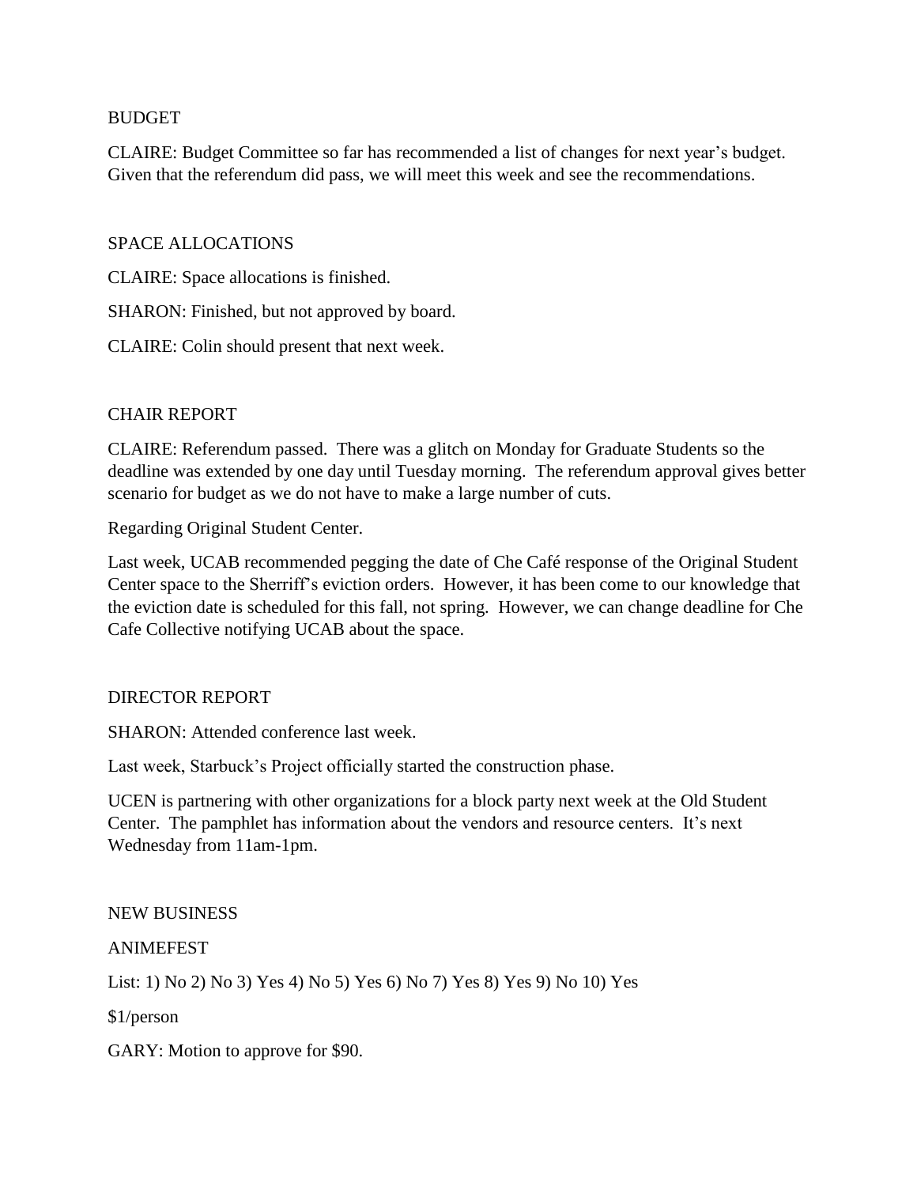BUDGET

CLAIRE: Budget Committee so far has recommended a list of changes for next year's budget. Given that the referendum did pass, we will meet this week and see the recommendations.

SPACE ALLOCATIONS

CLAIRE: Space allocations is finished.

SHARON: Finished, but not approved by board.

CLAIRE: Colin should present that next week.

CHAIR REPORT

CLAIRE: Referendum passed. There was a glitch on Monday for Graduate Students so the deadline was extended by one day until Tuesday morning. The referendum approval gives better scenario for budget as we do not have to make a large number of cuts.

Regarding Original Student Center.

Last week, UCAB recommended pegging the date of Che Café response of the Original Student Center space to the Sherriff's eviction orders. However, it has been come to our knowledge that the eviction date is scheduled for this fall, not spring. However, we can change deadline for Che Cafe Collective notifying UCAB about the space.

DIRECTOR REPORT

SHARON: Attended conference last week.

Last week, Starbuck's Project officially started the construction phase.

UCEN is partnering with other organizations for a block party next week at the Old Student Center. The pamphlet has information about the vendors and resource centers. It's next Wednesday from 11am-1pm.

NEW BUSINESS

ANIMEFEST

List: 1) No 2) No 3) Yes 4) No 5) Yes 6) No 7) Yes 8) Yes 9) No 10) Yes

$1/person

GARY: Motion to approve for $90.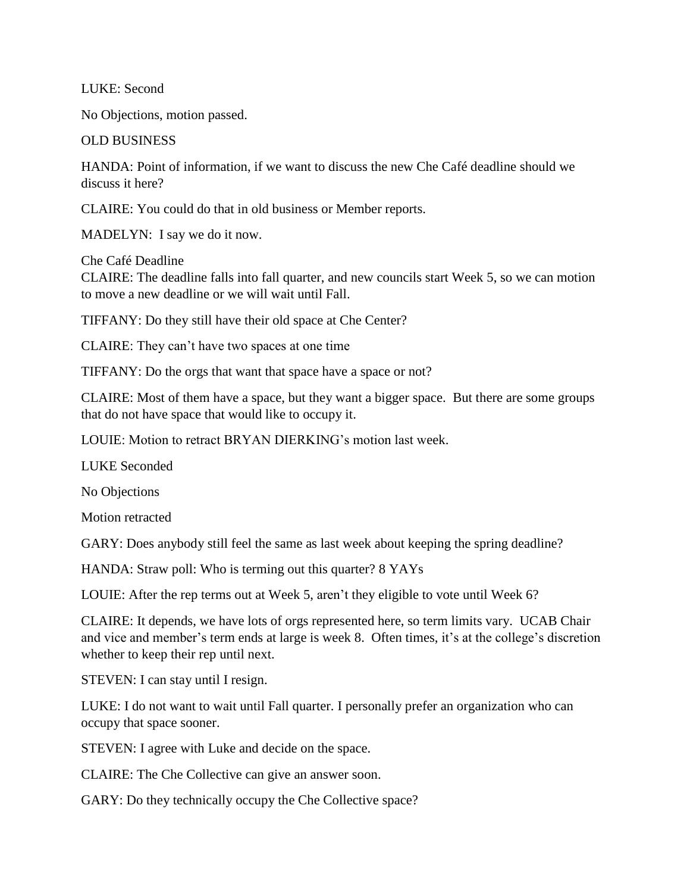LUKE: Second

No Objections, motion passed.

OLD BUSINESS

HANDA: Point of information, if we want to discuss the new Che Café deadline should we discuss it here?

CLAIRE: You could do that in old business or Member reports.

MADELYN: I say we do it now.

Che Café Deadline

CLAIRE: The deadline falls into fall quarter, and new councils start Week 5, so we can motion to move a new deadline or we will wait until Fall.

TIFFANY: Do they still have their old space at Che Center?

CLAIRE: They can't have two spaces at one time

TIFFANY: Do the orgs that want that space have a space or not?

CLAIRE: Most of them have a space, but they want a bigger space. But there are some groups that do not have space that would like to occupy it.

LOUIE: Motion to retract BRYAN DIERKING's motion last week.

LUKE Seconded

No Objections

Motion retracted

GARY: Does anybody still feel the same as last week about keeping the spring deadline?

HANDA: Straw poll: Who is terming out this quarter? 8 YAYs

LOUIE: After the rep terms out at Week 5, aren't they eligible to vote until Week 6?

CLAIRE: It depends, we have lots of orgs represented here, so term limits vary. UCAB Chair and vice and member's term ends at large is week 8. Often times, it's at the college's discretion whether to keep their rep until next.

STEVEN: I can stay until I resign.

LUKE: I do not want to wait until Fall quarter. I personally prefer an organization who can occupy that space sooner.

STEVEN: I agree with Luke and decide on the space.

CLAIRE: The Che Collective can give an answer soon.

GARY: Do they technically occupy the Che Collective space?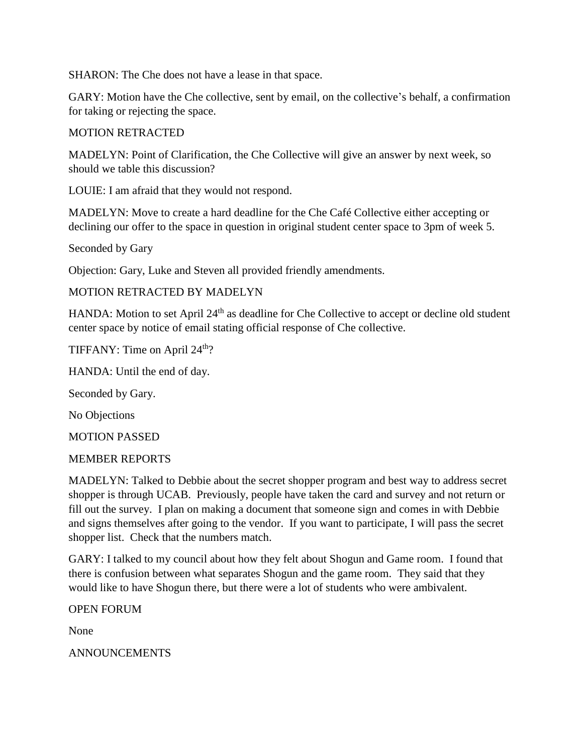SHARON: The Che does not have a lease in that space.

GARY: Motion have the Che collective, sent by email, on the collective's behalf, a confirmation for taking or rejecting the space.

MOTION RETRACTED

MADELYN: Point of Clarification, the Che Collective will give an answer by next week, so should we table this discussion?

LOUIE: I am afraid that they would not respond.

MADELYN: Move to create a hard deadline for the Che Café Collective either accepting or declining our offer to the space in question in original student center space to 3pm of week 5.

Seconded by Gary

Objection: Gary, Luke and Steven all provided friendly amendments.

MOTION RETRACTED BY MADELYN

HANDA: Motion to set April 24th as deadline for Che Collective to accept or decline old student center space by notice of email stating official response of Che collective.

TIFFANY: Time on April 24th?

HANDA: Until the end of day.

Seconded by Gary.

No Objections

MOTION PASSED

MEMBER REPORTS

MADELYN: Talked to Debbie about the secret shopper program and best way to address secret shopper is through UCAB. Previously, people have taken the card and survey and not return or fill out the survey. I plan on making a document that someone sign and comes in with Debbie and signs themselves after going to the vendor. If you want to participate, I will pass the secret shopper list. Check that the numbers match.

GARY: I talked to my council about how they felt about Shogun and Game room. I found that there is confusion between what separates Shogun and the game room. They said that they would like to have Shogun there, but there were a lot of students who were ambivalent.

OPEN FORUM

None

ANNOUNCEMENTS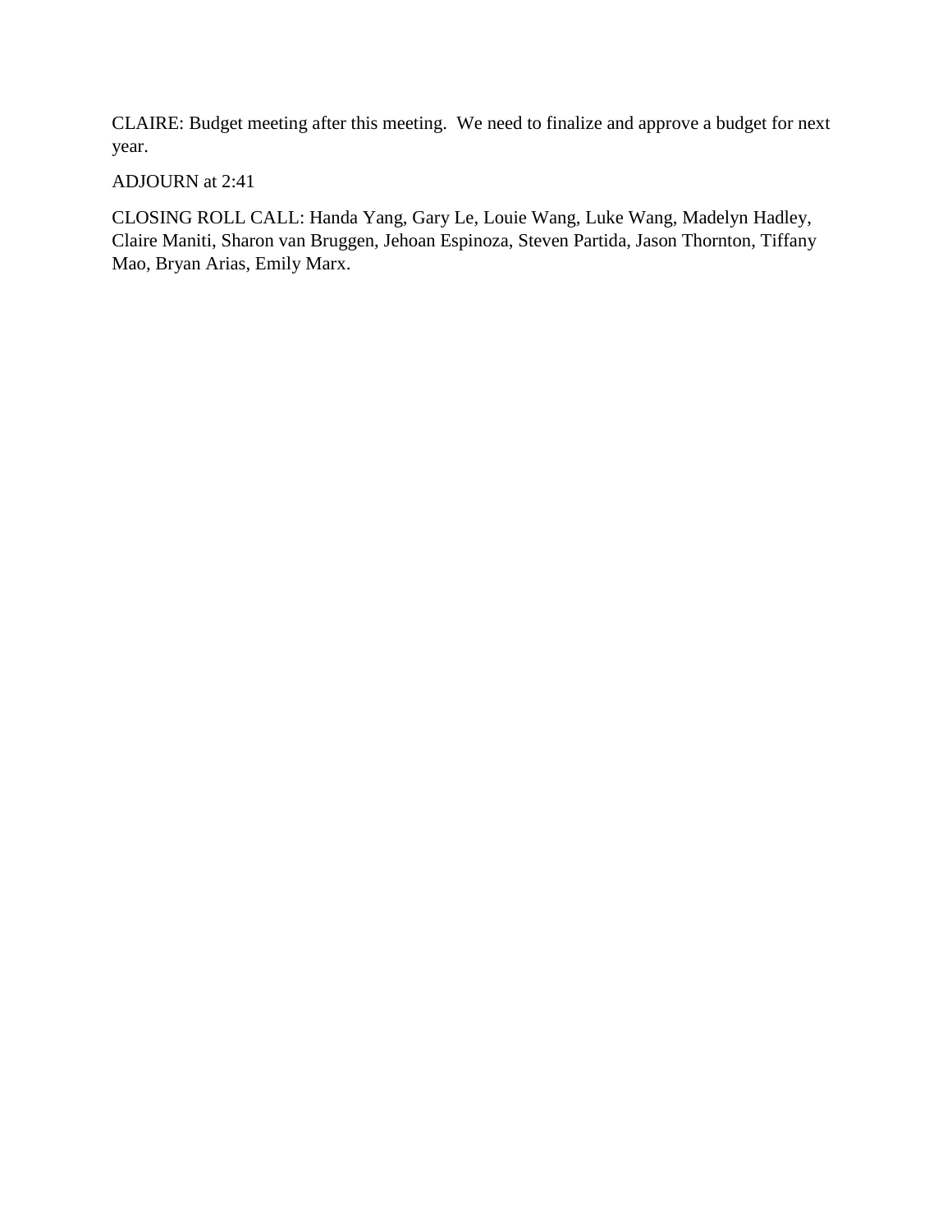CLAIRE: Budget meeting after this meeting. We need to finalize and approve a budget for next year.

ADJOURN at 2:41

CLOSING ROLL CALL: Handa Yang, Gary Le, Louie Wang, Luke Wang, Madelyn Hadley, Claire Maniti, Sharon van Bruggen, Jehoan Espinoza, Steven Partida, Jason Thornton, Tiffany Mao, Bryan Arias, Emily Marx.